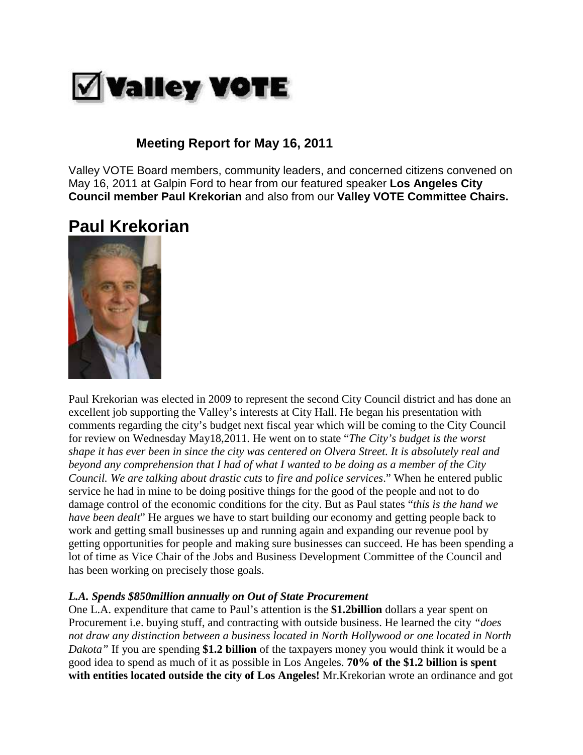# ☑ Valley VOTE

## Meeting Report for May 16, 2011

Valley VOTE Board members, community leaders, and concerned citizens convened on May 16, 2011 at Galpin Ford to hear from our featured speaker **Los Angeles City Council member Paul Krekorian** and also from our **Valley VOTE Committee Chairs.**

# Paul Krekorian

Paul Krekorian was elected in 2009 to represent the second City Council district and has done an excellent job supporting the Valley's interests at City Hall. He began his presentation with comments regarding the city's budget next fiscal year which will be coming to the City Council for review on Wednesday May18,2011. He went on to state "*The City's budget is the worst shape it has ever been in since the city was centered on Olvera Street. It is absolutely real and beyond any comprehension that I had of what I wanted to be doing as a member of the City Council. We are talking about drastic cuts* to *fire and police services*." When he entered public service he had in mine to be doing positive things for the good of the people and not to do damage control of the economic conditions for the city. But as Paul states "*this is the hand we have been dealt*" He argues we have to start building our economy and getting people back to work and getting small businesses up and running again and expanding our revenue pool by getting opportunities for people and making sure businesses can succeed. He has been spending a lot of time as Vice Chair of the Jobs and Business Development Committee of the Council and has been working on precisely those goals.

***L.A. Spends $850million annually on Out of State Procurement***

One L.A. expenditure that came to Paul's attention is the **$1.2billion** dollars a year spent on Procurement i.e. buying stuff, and contracting with outside business. He learned the city *"does not draw any distinction between a business located in North Hollywood or one located in North Dakota"* If you are spending **$1.2 billion** of the taxpayers money you would think it would be a good idea to spend as much of it as possible in Los Angeles. **70% of the $1.2 billion is spent with entities located outside the city of Los Angeles!** Mr.Krekorian wrote an ordinance and got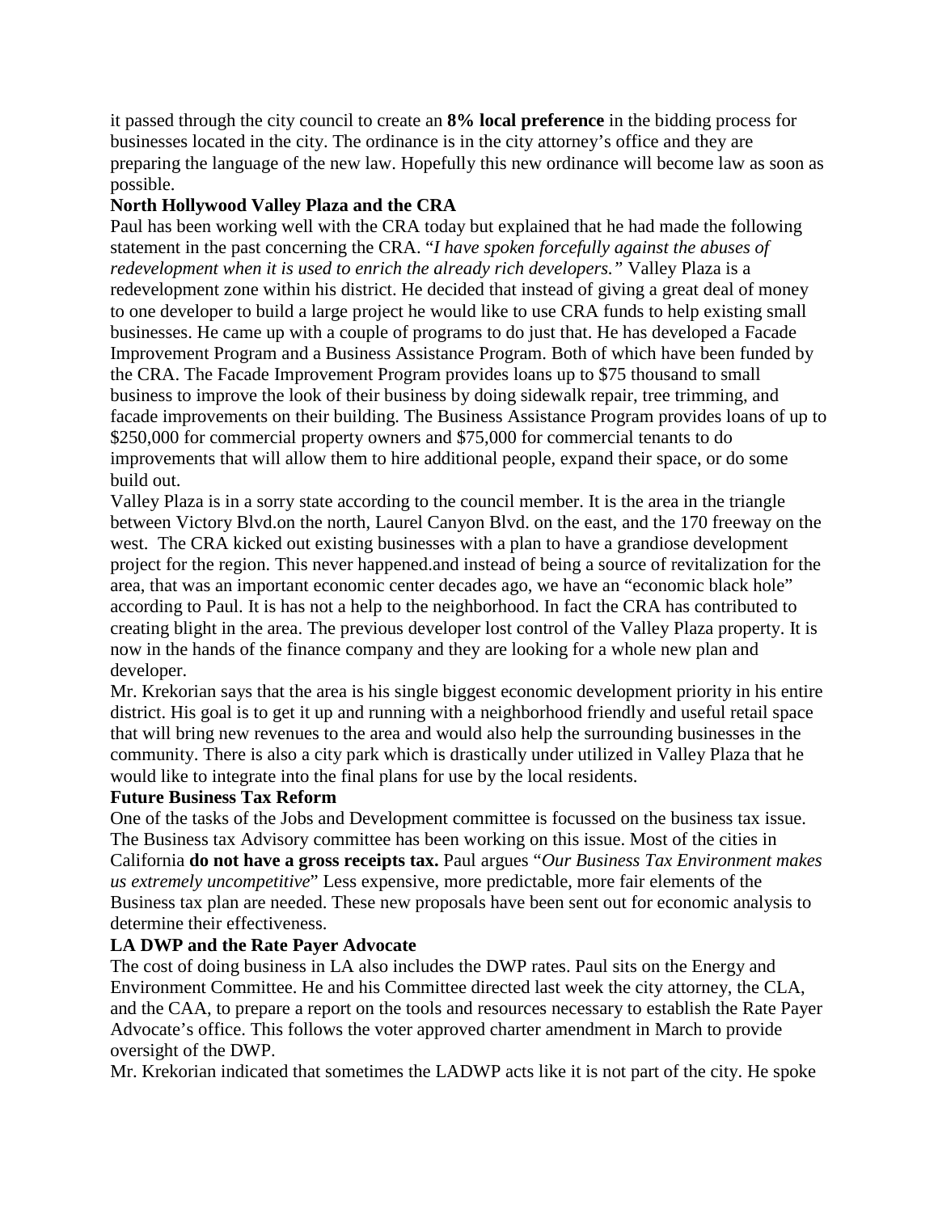it passed through the city council to create an **8% local preference** in the bidding process for businesses located in the city. The ordinance is in the city attorney's office and they are preparing the language of the new law. Hopefully this new ordinance will become law as soon as possible.

**North Hollywood Valley Plaza and the CRA**

Paul has been working well with the CRA today but explained that he had made the following statement in the past concerning the CRA. "*I have spoken forcefully against the abuses of redevelopment when it is used to enrich the already rich developers."* Valley Plaza is a redevelopment zone within his district. He decided that instead of giving a great deal of money to one developer to build a large project he would like to use CRA funds to help existing small businesses. He came up with a couple of programs to do just that. He has developed a Facade Improvement Program and a Business Assistance Program. Both of which have been funded by the CRA. The Facade Improvement Program provides loans up to $75 thousand to small business to improve the look of their business by doing sidewalk repair, tree trimming, and facade improvements on their building. The Business Assistance Program provides loans of up to $250,000 for commercial property owners and $75,000 for commercial tenants to do improvements that will allow them to hire additional people, expand their space, or do some build out.

Valley Plaza is in a sorry state according to the council member. It is the area in the triangle between Victory Blvd.on the north, Laurel Canyon Blvd. on the east, and the 170 freeway on the west. The CRA kicked out existing businesses with a plan to have a grandiose development project for the region. This never happened.and instead of being a source of revitalization for the area, that was an important economic center decades ago, we have an "economic black hole" according to Paul. It is has not a help to the neighborhood. In fact the CRA has contributed to creating blight in the area. The previous developer lost control of the Valley Plaza property. It is now in the hands of the finance company and they are looking for a whole new plan and developer.

Mr. Krekorian says that the area is his single biggest economic development priority in his entire district. His goal is to get it up and running with a neighborhood friendly and useful retail space that will bring new revenues to the area and would also help the surrounding businesses in the community. There is also a city park which is drastically under utilized in Valley Plaza that he would like to integrate into the final plans for use by the local residents.

**Future Business Tax Reform**

One of the tasks of the Jobs and Development committee is focussed on the business tax issue. The Business tax Advisory committee has been working on this issue. Most of the cities in California **do not have a gross receipts tax.** Paul argues "*Our Business Tax Environment makes us extremely uncompetitive*" Less expensive, more predictable, more fair elements of the Business tax plan are needed. These new proposals have been sent out for economic analysis to determine their effectiveness.

**LA DWP and the Rate Payer Advocate**

The cost of doing business in LA also includes the DWP rates. Paul sits on the Energy and Environment Committee. He and his Committee directed last week the city attorney, the CLA, and the CAA, to prepare a report on the tools and resources necessary to establish the Rate Payer Advocate's office. This follows the voter approved charter amendment in March to provide oversight of the DWP.

Mr. Krekorian indicated that sometimes the LADWP acts like it is not part of the city. He spoke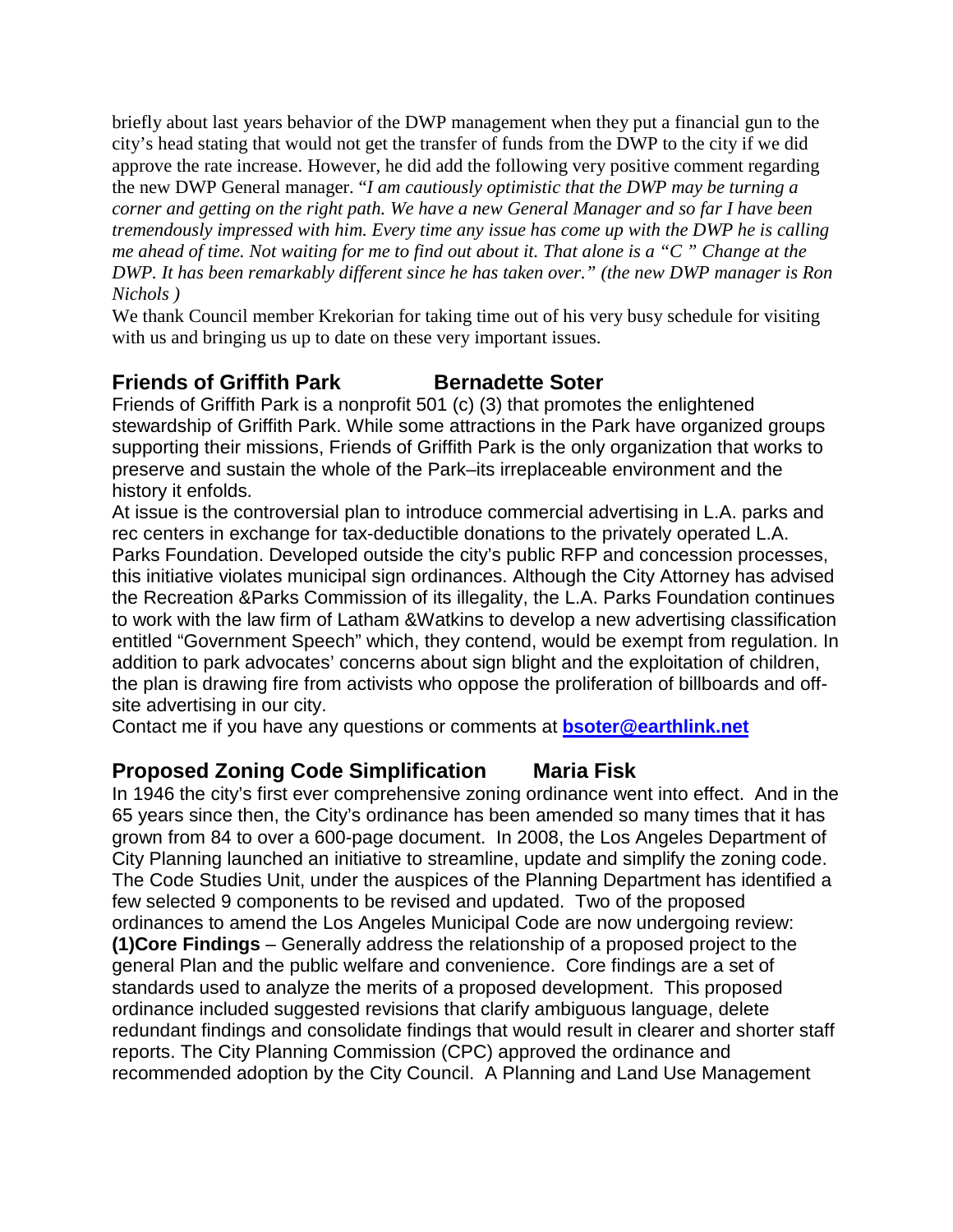briefly about last years behavior of the DWP management when they put a financial gun to the city's head stating that would not get the transfer of funds from the DWP to the city if we did approve the rate increase. However, he did add the following very positive comment regarding the new DWP General manager. "*I am cautiously optimistic that the DWP may be turning a corner and getting on the right path. We have a new General Manager and so far I have been tremendously impressed with him. Every time any issue has come up with the DWP he is calling me ahead of time. Not waiting for me to find out about it. That alone is a "C " Change at the DWP. It has been remarkably different since he has taken over." (the new DWP manager is Ron Nichols )*

We thank Council member Krekorian for taking time out of his very busy schedule for visiting with us and bringing us up to date on these very important issues.

## Friends of Griffith Park Bernadette Soter

Friends of Griffith Park is a nonprofit 501 (c) (3) that promotes the enlightened stewardship of Griffith Park. While some attractions in the Park have organized groups supporting their missions, Friends of Griffith Park is the only organization that works to preserve and sustain the whole of the Park–its irreplaceable environment and the history it enfolds.

At issue is the controversial plan to introduce commercial advertising in L.A. parks and rec centers in exchange for tax-deductible donations to the privately operated L.A. Parks Foundation. Developed outside the city's public RFP and concession processes, this initiative violates municipal sign ordinances. Although the City Attorney has advised the Recreation &Parks Commission of its illegality, the L.A. Parks Foundation continues to work with the law firm of Latham &Watkins to develop a new advertising classification entitled "Government Speech" which, they contend, would be exempt from regulation. In addition to park advocates' concerns about sign blight and the exploitation of children, the plan is drawing fire from activists who oppose the proliferation of billboards and off-site advertising in our city.

Contact me if you have any questions or comments at **bsoter@earthlink.net**

## Proposed Zoning Code Simplification Maria Fisk

In 1946 the city's first ever comprehensive zoning ordinance went into effect. And in the 65 years since then, the City's ordinance has been amended so many times that it has grown from 84 to over a 600-page document. In 2008, the Los Angeles Department of City Planning launched an initiative to streamline, update and simplify the zoning code. The Code Studies Unit, under the auspices of the Planning Department has identified a few selected 9 components to be revised and updated. Two of the proposed ordinances to amend the Los Angeles Municipal Code are now undergoing review:

**(1)Core Findings** – Generally address the relationship of a proposed project to the general Plan and the public welfare and convenience. Core findings are a set of standards used to analyze the merits of a proposed development. This proposed ordinance included suggested revisions that clarify ambiguous language, delete redundant findings and consolidate findings that would result in clearer and shorter staff reports. The City Planning Commission (CPC) approved the ordinance and recommended adoption by the City Council. A Planning and Land Use Management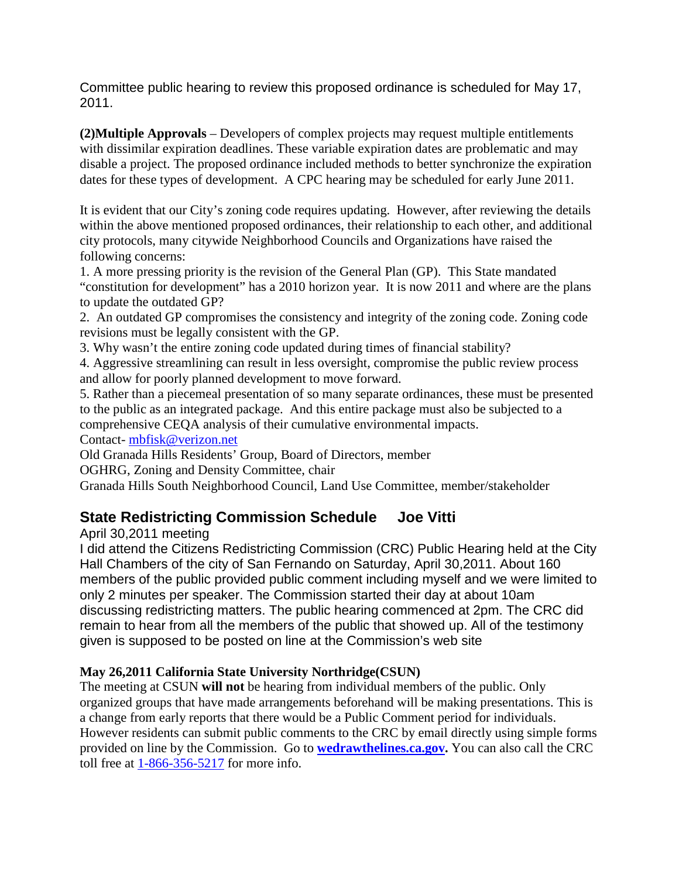Committee public hearing to review this proposed ordinance is scheduled for May 17, 2011.

**(2)Multiple Approvals** – Developers of complex projects may request multiple entitlements with dissimilar expiration deadlines. These variable expiration dates are problematic and may disable a project. The proposed ordinance included methods to better synchronize the expiration dates for these types of development. A CPC hearing may be scheduled for early June 2011.

It is evident that our City's zoning code requires updating. However, after reviewing the details within the above mentioned proposed ordinances, their relationship to each other, and additional city protocols, many citywide Neighborhood Councils and Organizations have raised the following concerns:

1. A more pressing priority is the revision of the General Plan (GP). This State mandated "constitution for development" has a 2010 horizon year. It is now 2011 and where are the plans to update the outdated GP?
2. An outdated GP compromises the consistency and integrity of the zoning code. Zoning code revisions must be legally consistent with the GP.
3. Why wasn't the entire zoning code updated during times of financial stability?
4. Aggressive streamlining can result in less oversight, compromise the public review process and allow for poorly planned development to move forward.
5. Rather than a piecemeal presentation of so many separate ordinances, these must be presented to the public as an integrated package. And this entire package must also be subjected to a comprehensive CEQA analysis of their cumulative environmental impacts.

Contact- mbfisk@verizon.net
Old Granada Hills Residents' Group, Board of Directors, member
OGHRG, Zoning and Density Committee, chair
Granada Hills South Neighborhood Council, Land Use Committee, member/stakeholder

## State Redistricting Commission Schedule    Joe Vitti

April 30,2011 meeting

I did attend the Citizens Redistricting Commission (CRC) Public Hearing held at the City Hall Chambers of the city of San Fernando on Saturday, April 30,2011. About 160 members of the public provided public comment including myself and we were limited to only 2 minutes per speaker. The Commission started their day at about 10am discussing redistricting matters. The public hearing commenced at 2pm. The CRC did remain to hear from all the members of the public that showed up. All of the testimony given is supposed to be posted on line at the Commission's web site

**May 26,2011 California State University Northridge(CSUN)**

The meeting at CSUN **will not** be hearing from individual members of the public. Only organized groups that have made arrangements beforehand will be making presentations. This is a change from early reports that there would be a Public Comment period for individuals. However residents can submit public comments to the CRC by email directly using simple forms provided on line by the Commission. Go to **wedrawthelines.ca.gov.** You can also call the CRC toll free at 1-866-356-5217 for more info.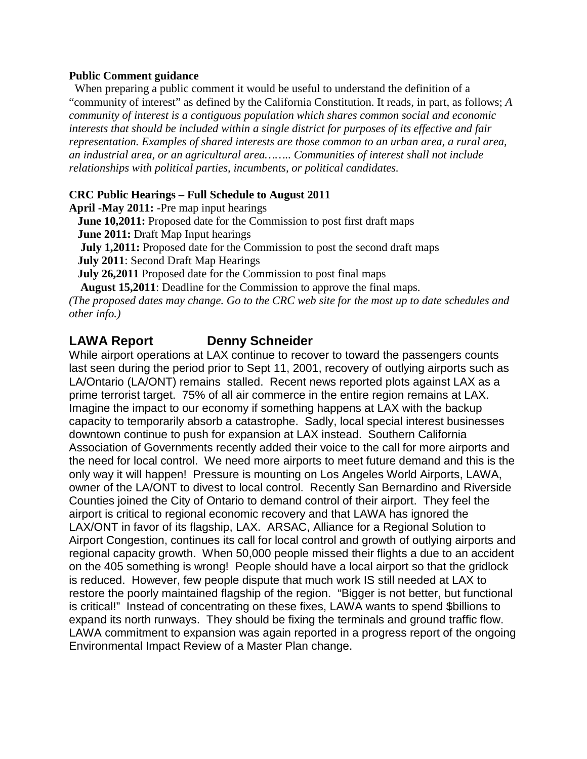**Public Comment guidance**

When preparing a public comment it would be useful to understand the definition of a "community of interest" as defined by the California Constitution. It reads, in part, as follows; *A community of interest is a contiguous population which shares common social and economic interests that should be included within a single district for purposes of its effective and fair representation. Examples of shared interests are those common to an urban area, a rural area, an industrial area, or an agricultural area…….. Communities of interest shall not include relationships with political parties, incumbents, or political candidates.*

**CRC Public Hearings – Full Schedule to August 2011**

**April -May 2011:** -Pre map input hearings
**June 10,2011:** Proposed date for the Commission to post first draft maps
**June 2011:** Draft Map Input hearings
**July 1,2011:** Proposed date for the Commission to post the second draft maps
**July 2011**: Second Draft Map Hearings
**July 26,2011** Proposed date for the Commission to post final maps
**August 15,2011**: Deadline for the Commission to approve the final maps.

*(The proposed dates may change. Go to the CRC web site for the most up to date schedules and other info.)*

## LAWA Report Denny Schneider

While airport operations at LAX continue to recover to toward the passengers counts last seen during the period prior to Sept 11, 2001, recovery of outlying airports such as LA/Ontario (LA/ONT) remains stalled. Recent news reported plots against LAX as a prime terrorist target. 75% of all air commerce in the entire region remains at LAX. Imagine the impact to our economy if something happens at LAX with the backup capacity to temporarily absorb a catastrophe. Sadly, local special interest businesses downtown continue to push for expansion at LAX instead. Southern California Association of Governments recently added their voice to the call for more airports and the need for local control. We need more airports to meet future demand and this is the only way it will happen! Pressure is mounting on Los Angeles World Airports, LAWA, owner of the LA/ONT to divest to local control. Recently San Bernardino and Riverside Counties joined the City of Ontario to demand control of their airport. They feel the airport is critical to regional economic recovery and that LAWA has ignored the LAX/ONT in favor of its flagship, LAX. ARSAC, Alliance for a Regional Solution to Airport Congestion, continues its call for local control and growth of outlying airports and regional capacity growth. When 50,000 people missed their flights a due to an accident on the 405 something is wrong! People should have a local airport so that the gridlock is reduced. However, few people dispute that much work IS still needed at LAX to restore the poorly maintained flagship of the region. "Bigger is not better, but functional is critical!" Instead of concentrating on these fixes, LAWA wants to spend $billions to expand its north runways. They should be fixing the terminals and ground traffic flow. LAWA commitment to expansion was again reported in a progress report of the ongoing Environmental Impact Review of a Master Plan change.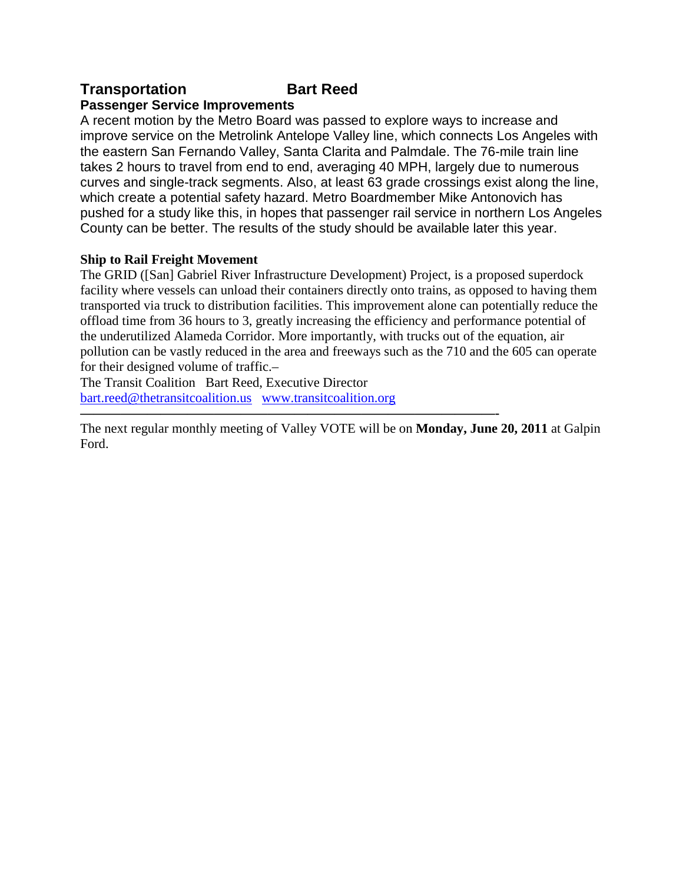## Transportation Bart Reed

### Passenger Service Improvements

A recent motion by the Metro Board was passed to explore ways to increase and improve service on the Metrolink Antelope Valley line, which connects Los Angeles with the eastern San Fernando Valley, Santa Clarita and Palmdale. The 76-mile train line takes 2 hours to travel from end to end, averaging 40 MPH, largely due to numerous curves and single-track segments. Also, at least 63 grade crossings exist along the line, which create a potential safety hazard. Metro Boardmember Mike Antonovich has pushed for a study like this, in hopes that passenger rail service in northern Los Angeles County can be better. The results of the study should be available later this year.

**Ship to Rail Freight Movement**

The GRID ([San] Gabriel River Infrastructure Development) Project, is a proposed superdock facility where vessels can unload their containers directly onto trains, as opposed to having them transported via truck to distribution facilities. This improvement alone can potentially reduce the offload time from 36 hours to 3, greatly increasing the efficiency and performance potential of the underutilized Alameda Corridor. More importantly, with trucks out of the equation, air pollution can be vastly reduced in the area and freeways such as the 710 and the 605 can operate for their designed volume of traffic.–

The Transit Coalition Bart Reed, Executive Director
bart.reed@thetransitcoalition.us www.transitcoalition.org

---

The next regular monthly meeting of Valley VOTE will be on **Monday, June 20, 2011** at Galpin Ford.